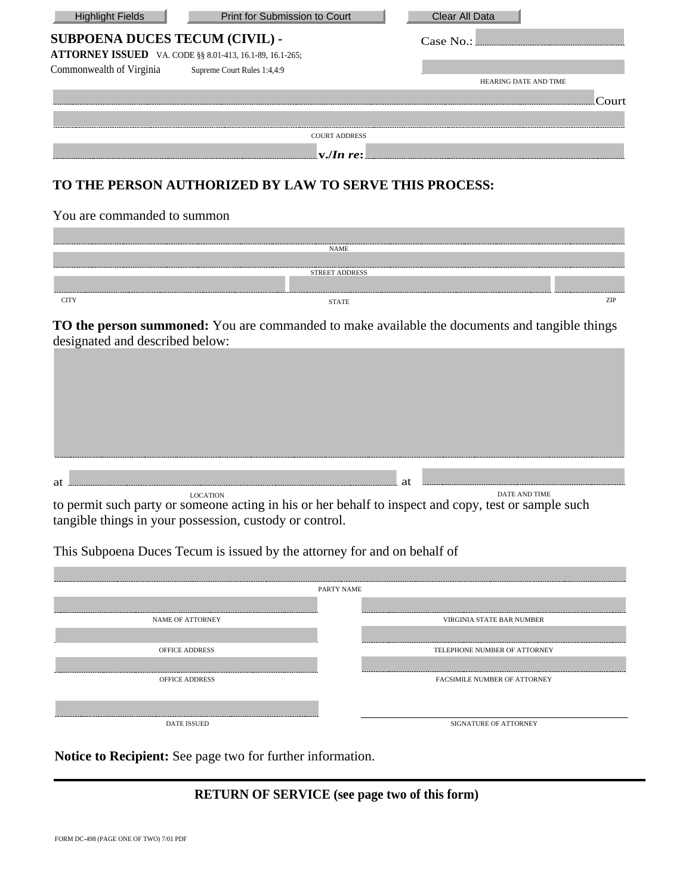Highlight Fields | Print for Submission to Court | Clear All Data

**SUBPOENA DUCES TECUM (CIVIL) -**
**ATTORNEY ISSUED** VA. CODE §§ 8.01-413, 16.1-89, 16.1-265;
Commonwealth of Virginia Supreme Court Rules 1:4,4:9

Case No.: ____________

____________
HEARING DATE AND TIME

____________ Court

____________
COURT ADDRESS

____________ **v./*In re*:** ____________

## TO THE PERSON AUTHORIZED BY LAW TO SERVE THIS PROCESS:

You are commanded to summon

____________
NAME

____________
STREET ADDRESS

____________ ____________ ____________
CITY STATE ZIP

**TO the person summoned:** You are commanded to make available the documents and tangible things designated and described below:

____________

at ____________ at ____________
LOCATION DATE AND TIME

to permit such party or someone acting in his or her behalf to inspect and copy, test or sample such tangible things in your possession, custody or control.

This Subpoena Duces Tecum is issued by the attorney for and on behalf of

____________
PARTY NAME

____________ ____________
NAME OF ATTORNEY VIRGINIA STATE BAR NUMBER

____________ ____________
OFFICE ADDRESS TELEPHONE NUMBER OF ATTORNEY

____________ ____________
OFFICE ADDRESS FACSIMILE NUMBER OF ATTORNEY

____________ ____________
DATE ISSUED SIGNATURE OF ATTORNEY

**Notice to Recipient:** See page two for further information.

---

**RETURN OF SERVICE (see page two of this form)**

FORM DC-498 (PAGE ONE OF TWO) 7/01 PDF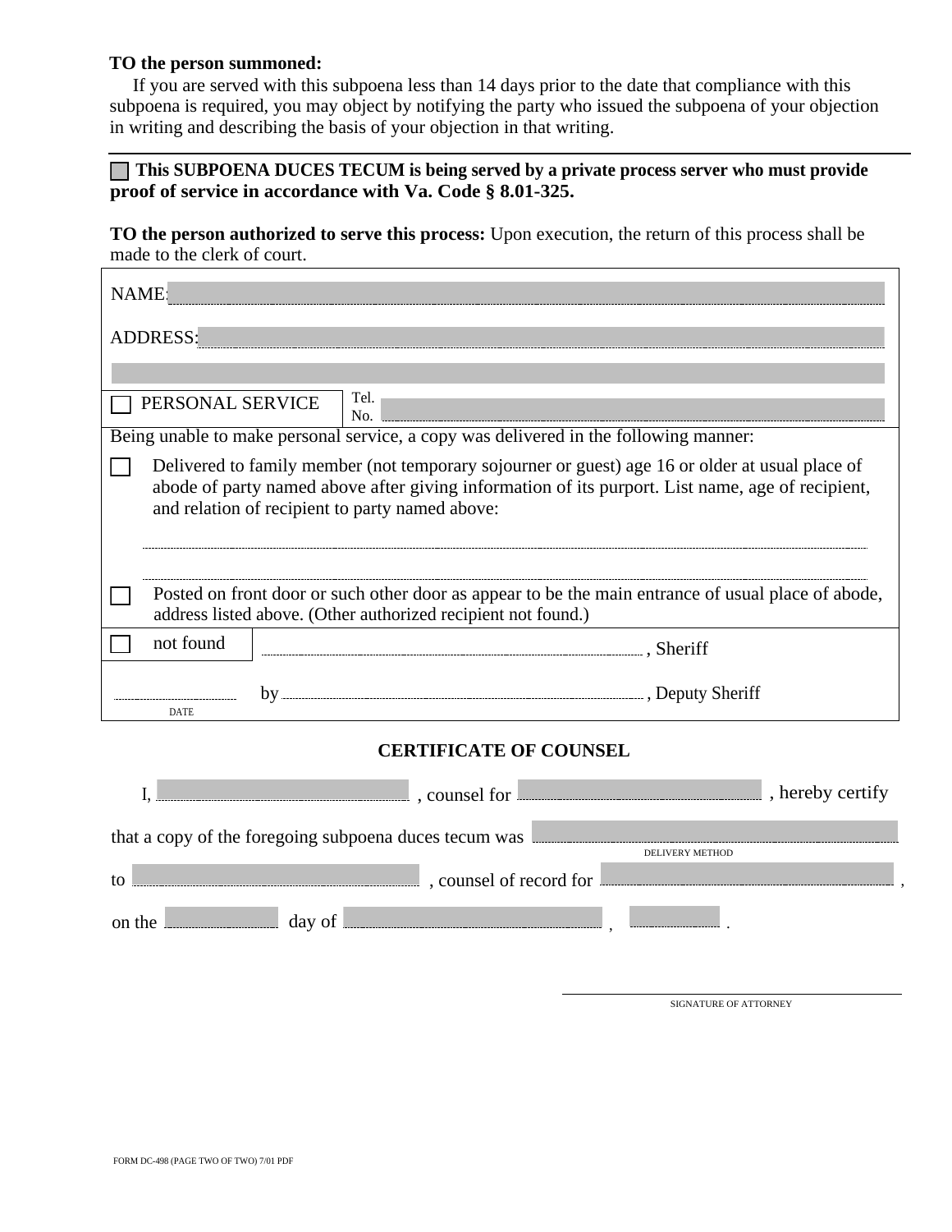**TO the person summoned:**

If you are served with this subpoena less than 14 days prior to the date that compliance with this subpoena is required, you may object by notifying the party who issued the subpoena of your objection in writing and describing the basis of your objection in that writing.

---

☐ **This SUBPOENA DUCES TECUM is being served by a private process server who must provide proof of service in accordance with Va. Code § 8.01-325.**

**TO the person authorized to serve this process:** Upon execution, the return of this process shall be made to the clerk of court.

NAME: ____________________

ADDRESS: ____________________

____________________

☐ PERSONAL SERVICE | Tel. No. ____________________

Being unable to make personal service, a copy was delivered in the following manner:

☐ Delivered to family member (not temporary sojourner or guest) age 16 or older at usual place of abode of party named above after giving information of its purport. List name, age of recipient, and relation of recipient to party named above:

____________________

____________________

☐ Posted on front door or such other door as appear to be the main entrance of usual place of abode, address listed above. (Other authorized recipient not found.)

☐ not found | ____________________, Sheriff

____________________ by ____________________, Deputy Sheriff
DATE

## CERTIFICATE OF COUNSEL

I, ____________________, counsel for ____________________, hereby certify that a copy of the foregoing subpoena duces tecum was ____________________ (DELIVERY METHOD) to ____________________, counsel of record for ____________________, on the ________ day of ____________________, ________.

____________________
SIGNATURE OF ATTORNEY

FORM DC-498 (PAGE TWO OF TWO) 7/01 PDF